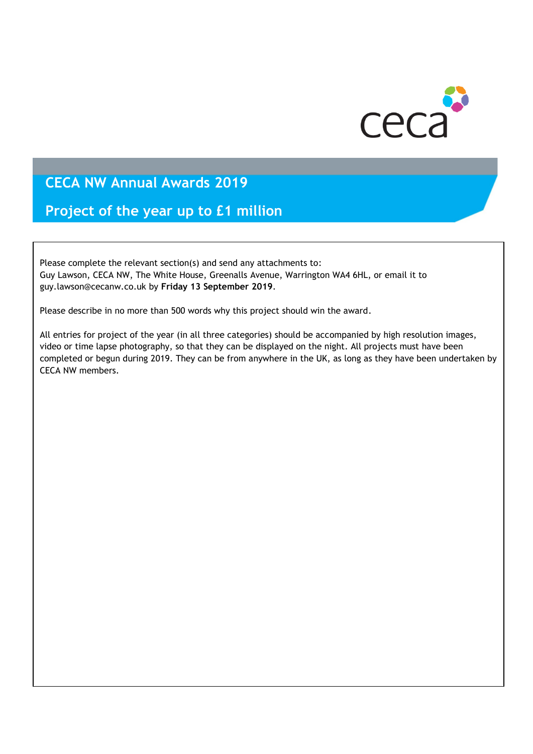# CECA NW Annual Awards 2019

## Project of the year up to £1 million

Please complete the relevant section(s) and send any attachments to:
Guy Lawson, CECA NW, The White House, Greenalls Avenue, Warrington WA4 6HL, or email it to guy.lawson@cecanw.co.uk by **Friday 13 September 2019**.

Please describe in no more than 500 words why this project should win the award.

All entries for project of the year (in all three categories) should be accompanied by high resolution images, video or time lapse photography, so that they can be displayed on the night. All projects must have been completed or begun during 2019. They can be from anywhere in the UK, as long as they have been undertaken by CECA NW members.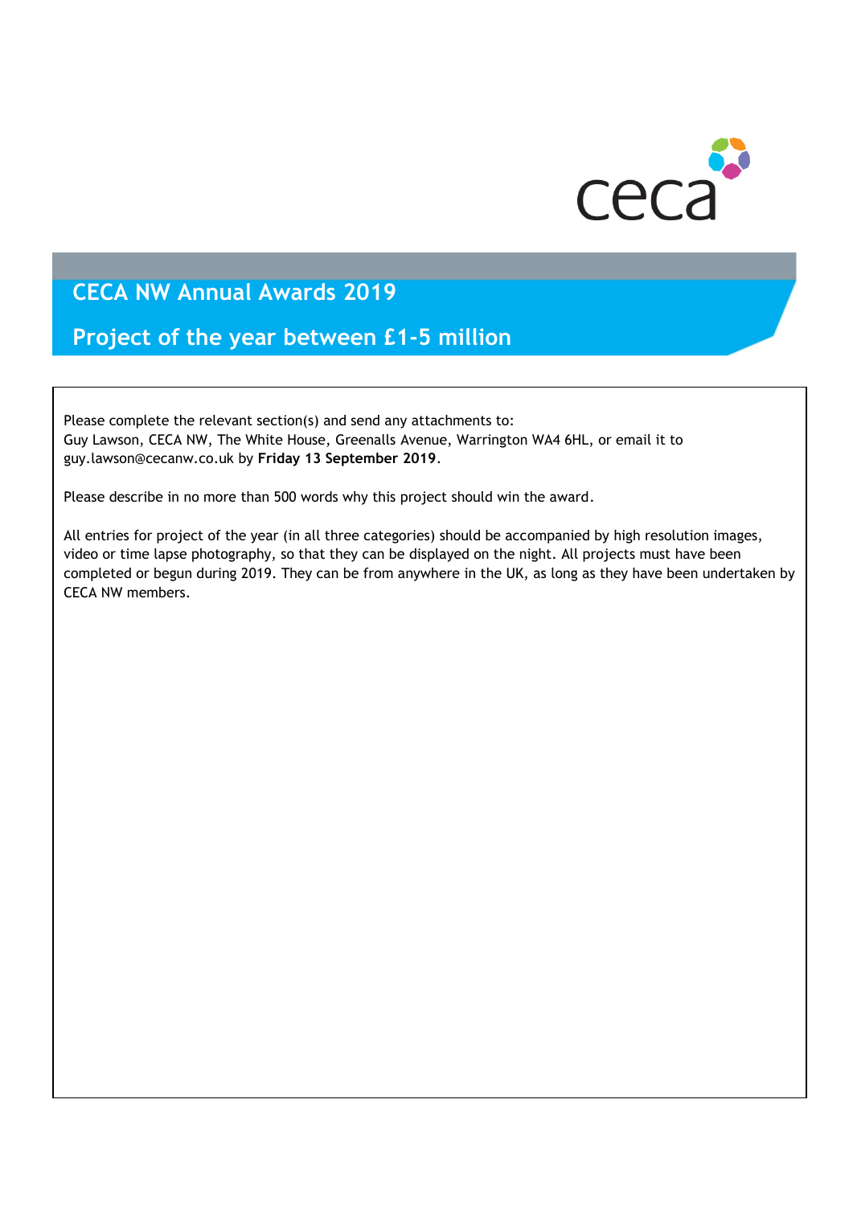# CECA NW Annual Awards 2019

## Project of the year between £1-5 million

Please complete the relevant section(s) and send any attachments to:
Guy Lawson, CECA NW, The White House, Greenalls Avenue, Warrington WA4 6HL, or email it to guy.lawson@cecanw.co.uk by **Friday 13 September 2019**.

Please describe in no more than 500 words why this project should win the award.

All entries for project of the year (in all three categories) should be accompanied by high resolution images, video or time lapse photography, so that they can be displayed on the night. All projects must have been completed or begun during 2019. They can be from anywhere in the UK, as long as they have been undertaken by CECA NW members.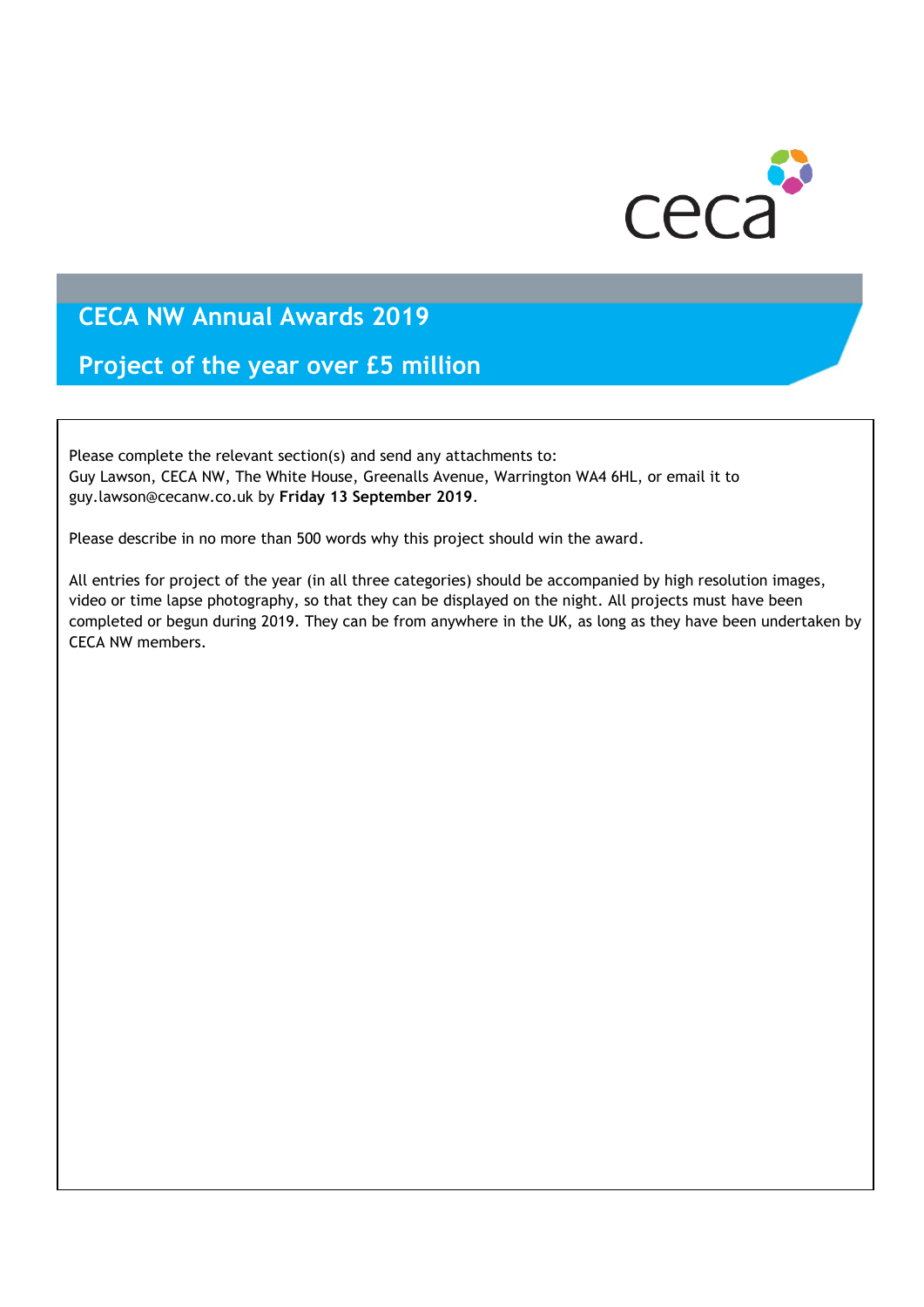# CECA NW Annual Awards 2019

## Project of the year over £5 million

Please complete the relevant section(s) and send any attachments to:
Guy Lawson, CECA NW, The White House, Greenalls Avenue, Warrington WA4 6HL, or email it to guy.lawson@cecanw.co.uk by **Friday 13 September 2019**.

Please describe in no more than 500 words why this project should win the award.

All entries for project of the year (in all three categories) should be accompanied by high resolution images, video or time lapse photography, so that they can be displayed on the night. All projects must have been completed or begun during 2019. They can be from anywhere in the UK, as long as they have been undertaken by CECA NW members.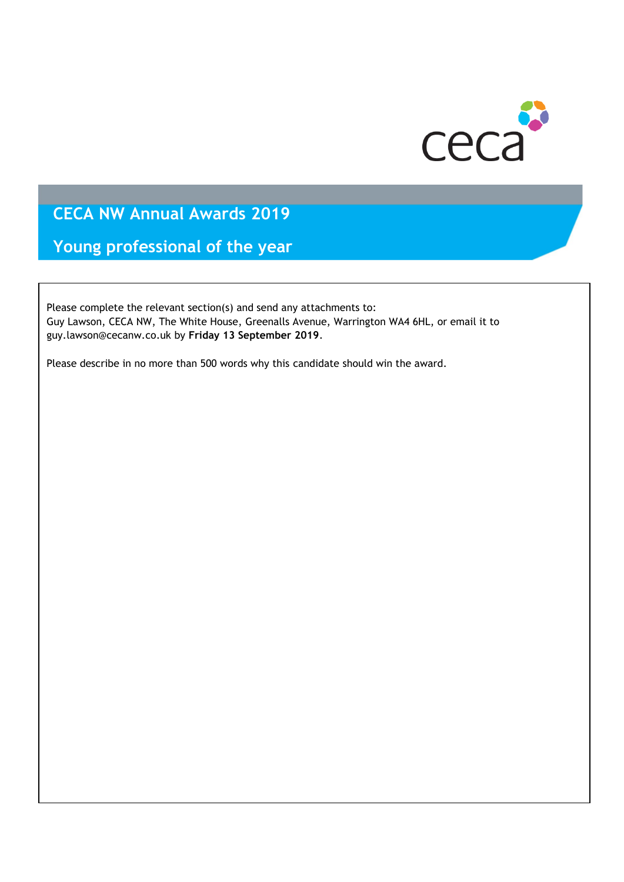# CECA NW Annual Awards 2019

## Young professional of the year

Please complete the relevant section(s) and send any attachments to:
Guy Lawson, CECA NW, The White House, Greenalls Avenue, Warrington WA4 6HL, or email it to guy.lawson@cecanw.co.uk by **Friday 13 September 2019**.

Please describe in no more than 500 words why this candidate should win the award.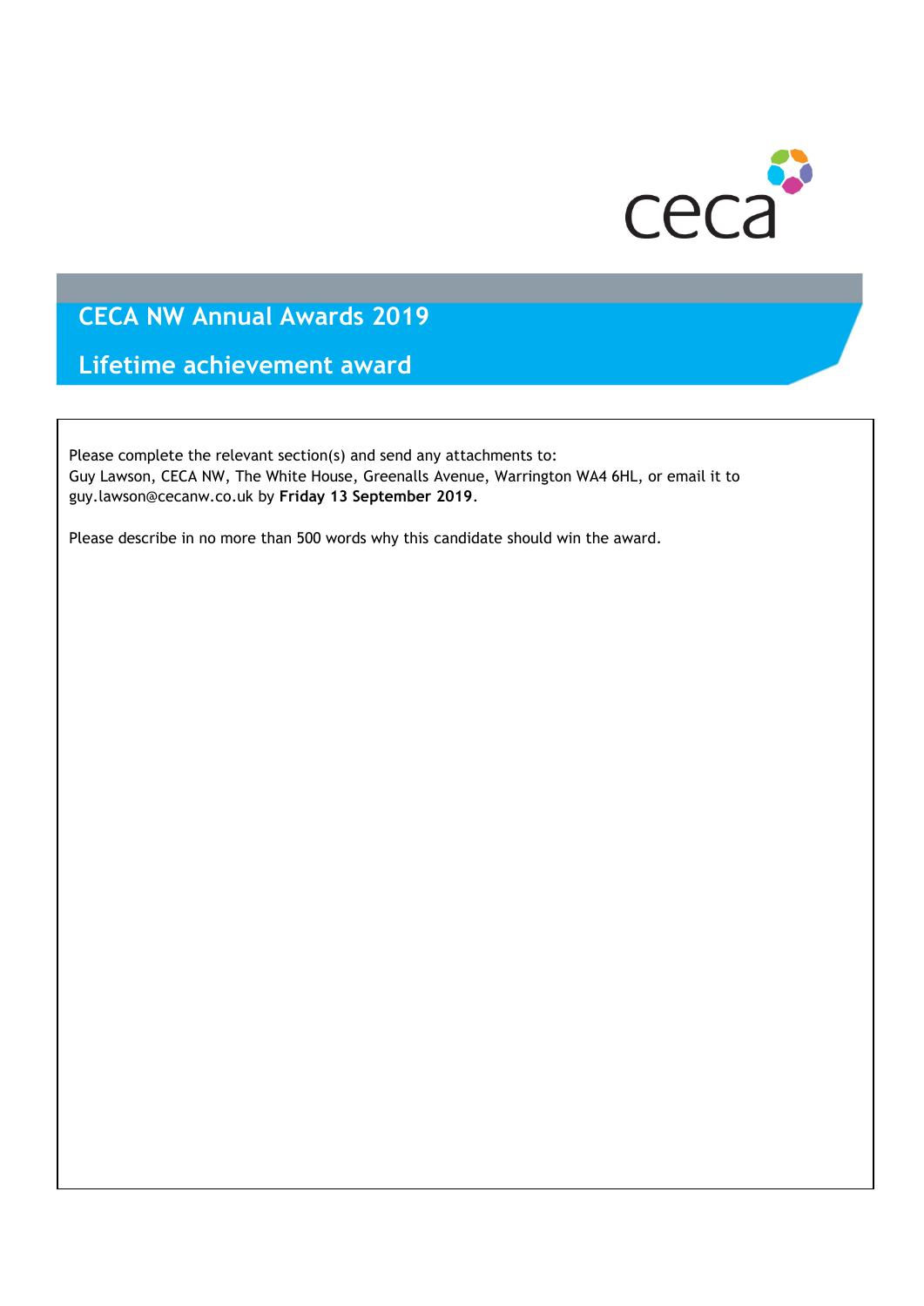# CECA NW Annual Awards 2019

## Lifetime achievement award

Please complete the relevant section(s) and send any attachments to:
Guy Lawson, CECA NW, The White House, Greenalls Avenue, Warrington WA4 6HL, or email it to guy.lawson@cecanw.co.uk by **Friday 13 September 2019**.

Please describe in no more than 500 words why this candidate should win the award.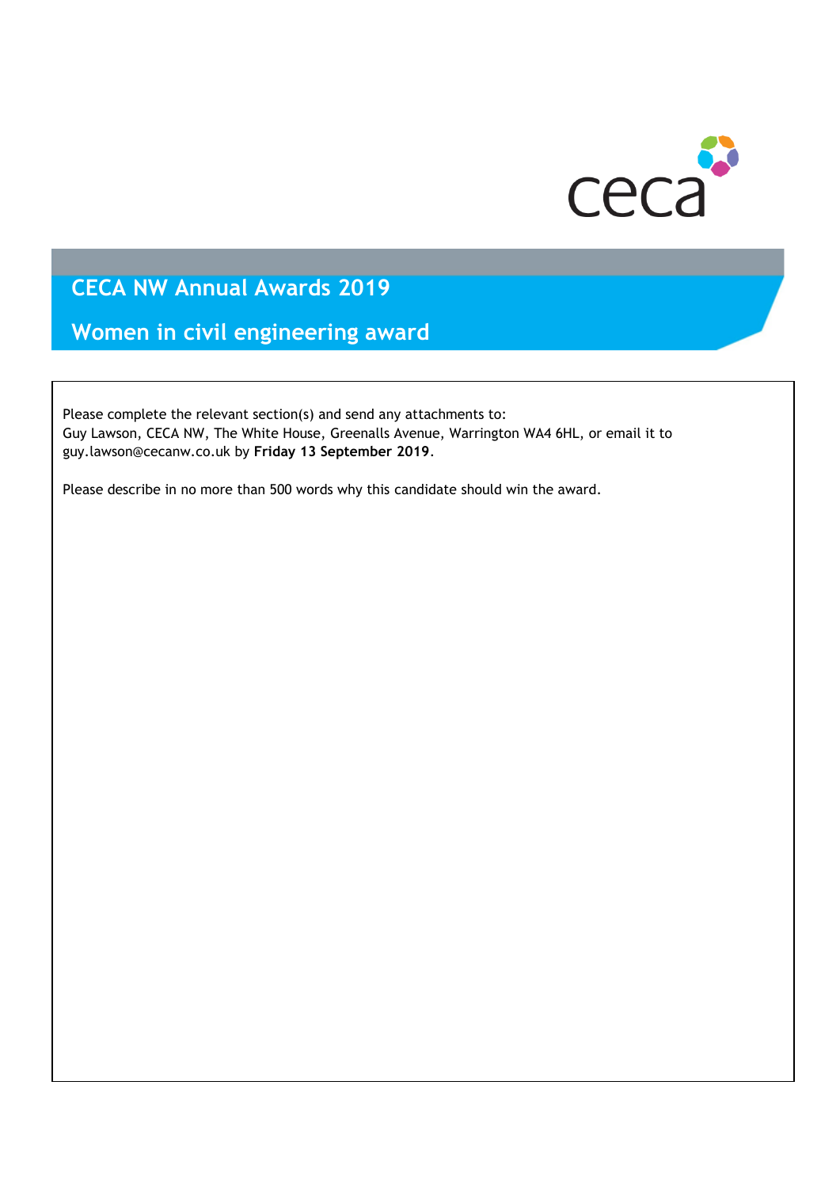ceca

# CECA NW Annual Awards 2019

## Women in civil engineering award

Please complete the relevant section(s) and send any attachments to:
Guy Lawson, CECA NW, The White House, Greenalls Avenue, Warrington WA4 6HL, or email it to guy.lawson@cecanw.co.uk by **Friday 13 September 2019**.

Please describe in no more than 500 words why this candidate should win the award.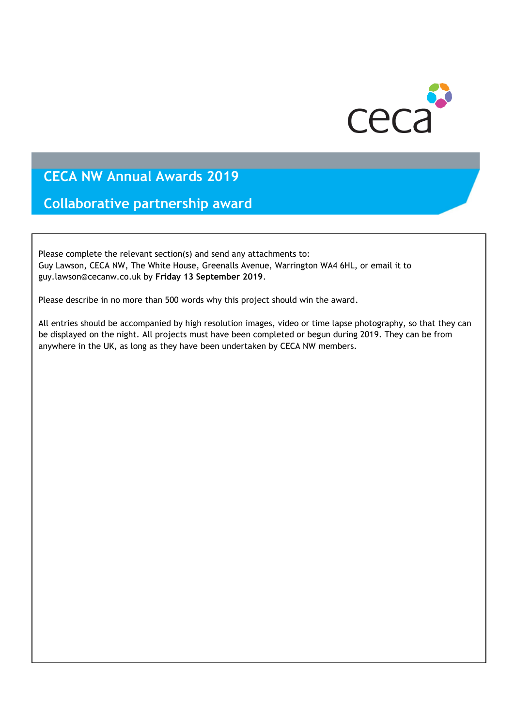# CECA NW Annual Awards 2019

## Collaborative partnership award

Please complete the relevant section(s) and send any attachments to:
Guy Lawson, CECA NW, The White House, Greenalls Avenue, Warrington WA4 6HL, or email it to guy.lawson@cecanw.co.uk by **Friday 13 September 2019**.

Please describe in no more than 500 words why this project should win the award.

All entries should be accompanied by high resolution images, video or time lapse photography, so that they can be displayed on the night. All projects must have been completed or begun during 2019. They can be from anywhere in the UK, as long as they have been undertaken by CECA NW members.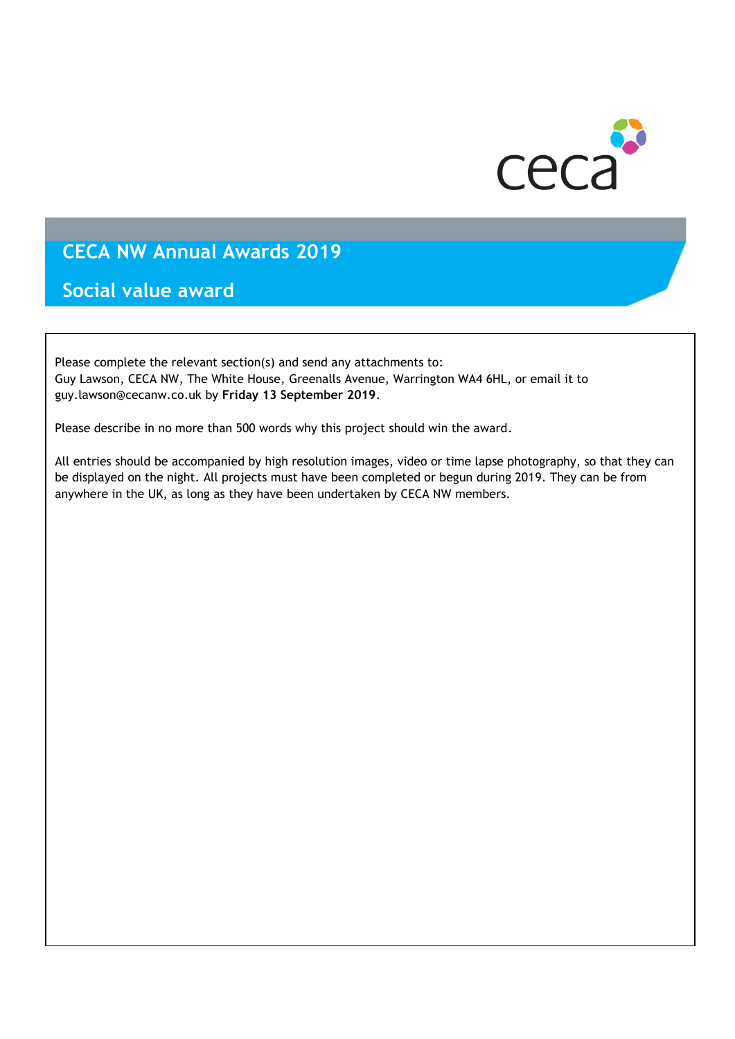ceca

# CECA NW Annual Awards 2019

## Social value award

Please complete the relevant section(s) and send any attachments to:
Guy Lawson, CECA NW, The White House, Greenalls Avenue, Warrington WA4 6HL, or email it to guy.lawson@cecanw.co.uk by **Friday 13 September 2019**.

Please describe in no more than 500 words why this project should win the award.

All entries should be accompanied by high resolution images, video or time lapse photography, so that they can be displayed on the night. All projects must have been completed or begun during 2019. They can be from anywhere in the UK, as long as they have been undertaken by CECA NW members.